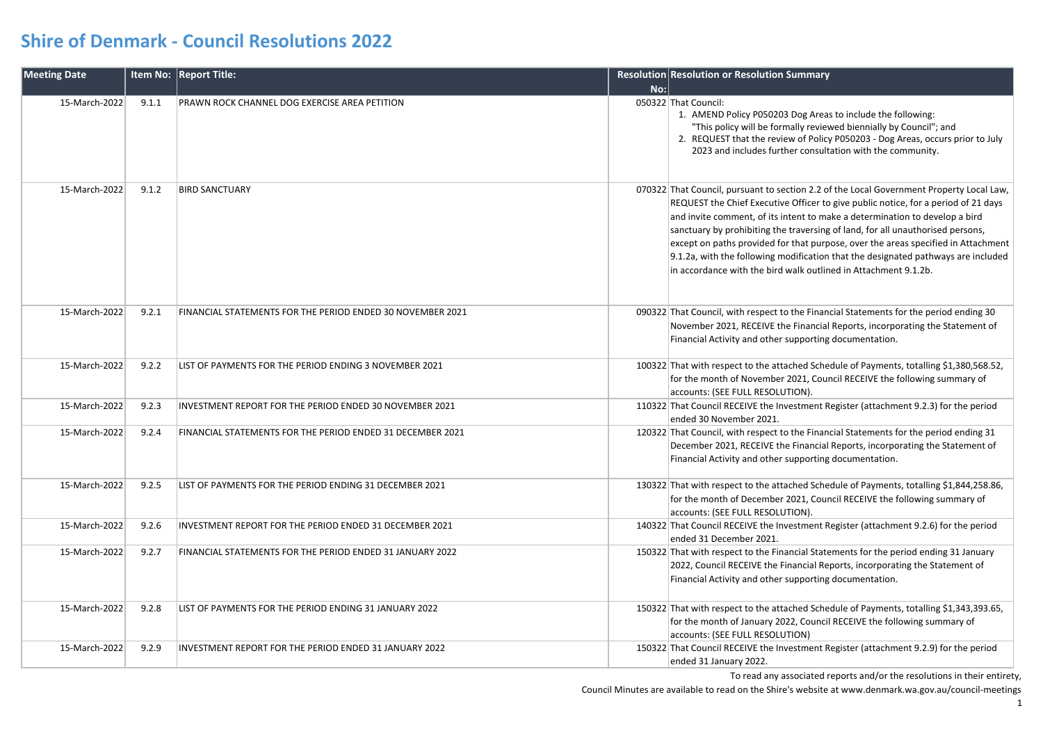# Shire of Denmark - Council Resolutions 2022

| Meeting Date | Item No: | Report Title: | Resolution No: | Resolution or Resolution Summary |
|---|---|---|---|---|
| 15-March-2022 | 9.1.1 | PRAWN ROCK CHANNEL DOG EXERCISE AREA PETITION | 050322 | That Council:<br>1. AMEND Policy P050203 Dog Areas to include the following: "This policy will be formally reviewed biennially by Council"; and<br>2. REQUEST that the review of Policy P050203 - Dog Areas, occurs prior to July 2023 and includes further consultation with the community. |
| 15-March-2022 | 9.1.2 | BIRD SANCTUARY | 070322 | That Council, pursuant to section 2.2 of the Local Government Property Local Law, REQUEST the Chief Executive Officer to give public notice, for a period of 21 days and invite comment, of its intent to make a determination to develop a bird sanctuary by prohibiting the traversing of land, for all unauthorised persons, except on paths provided for that purpose, over the areas specified in Attachment 9.1.2a, with the following modification that the designated pathways are included in accordance with the bird walk outlined in Attachment 9.1.2b. |
| 15-March-2022 | 9.2.1 | FINANCIAL STATEMENTS FOR THE PERIOD ENDED 30 NOVEMBER 2021 | 090322 | That Council, with respect to the Financial Statements for the period ending 30 November 2021, RECEIVE the Financial Reports, incorporating the Statement of Financial Activity and other supporting documentation. |
| 15-March-2022 | 9.2.2 | LIST OF PAYMENTS FOR THE PERIOD ENDING 3 NOVEMBER 2021 | 100322 | That with respect to the attached Schedule of Payments, totalling $1,380,568.52, for the month of November 2021, Council RECEIVE the following summary of accounts: (SEE FULL RESOLUTION). |
| 15-March-2022 | 9.2.3 | INVESTMENT REPORT FOR THE PERIOD ENDED 30 NOVEMBER 2021 | 110322 | That Council RECEIVE the Investment Register (attachment 9.2.3) for the period ended 30 November 2021. |
| 15-March-2022 | 9.2.4 | FINANCIAL STATEMENTS FOR THE PERIOD ENDED 31 DECEMBER 2021 | 120322 | That Council, with respect to the Financial Statements for the period ending 31 December 2021, RECEIVE the Financial Reports, incorporating the Statement of Financial Activity and other supporting documentation. |
| 15-March-2022 | 9.2.5 | LIST OF PAYMENTS FOR THE PERIOD ENDING 31 DECEMBER 2021 | 130322 | That with respect to the attached Schedule of Payments, totalling $1,844,258.86, for the month of December 2021, Council RECEIVE the following summary of accounts: (SEE FULL RESOLUTION). |
| 15-March-2022 | 9.2.6 | INVESTMENT REPORT FOR THE PERIOD ENDED 31 DECEMBER 2021 | 140322 | That Council RECEIVE the Investment Register (attachment 9.2.6) for the period ended 31 December 2021. |
| 15-March-2022 | 9.2.7 | FINANCIAL STATEMENTS FOR THE PERIOD ENDED 31 JANUARY 2022 | 150322 | That with respect to the Financial Statements for the period ending 31 January 2022, Council RECEIVE the Financial Reports, incorporating the Statement of Financial Activity and other supporting documentation. |
| 15-March-2022 | 9.2.8 | LIST OF PAYMENTS FOR THE PERIOD ENDING 31 JANUARY 2022 | 150322 | That with respect to the attached Schedule of Payments, totalling $1,343,393.65, for the month of January 2022, Council RECEIVE the following summary of accounts: (SEE FULL RESOLUTION) |
| 15-March-2022 | 9.2.9 | INVESTMENT REPORT FOR THE PERIOD ENDED 31 JANUARY 2022 | 150322 | That Council RECEIVE the Investment Register (attachment 9.2.9) for the period ended 31 January 2022. |

To read any associated reports and/or the resolutions in their entirety,
Council Minutes are available to read on the Shire's website at www.denmark.wa.gov.au/council-meetings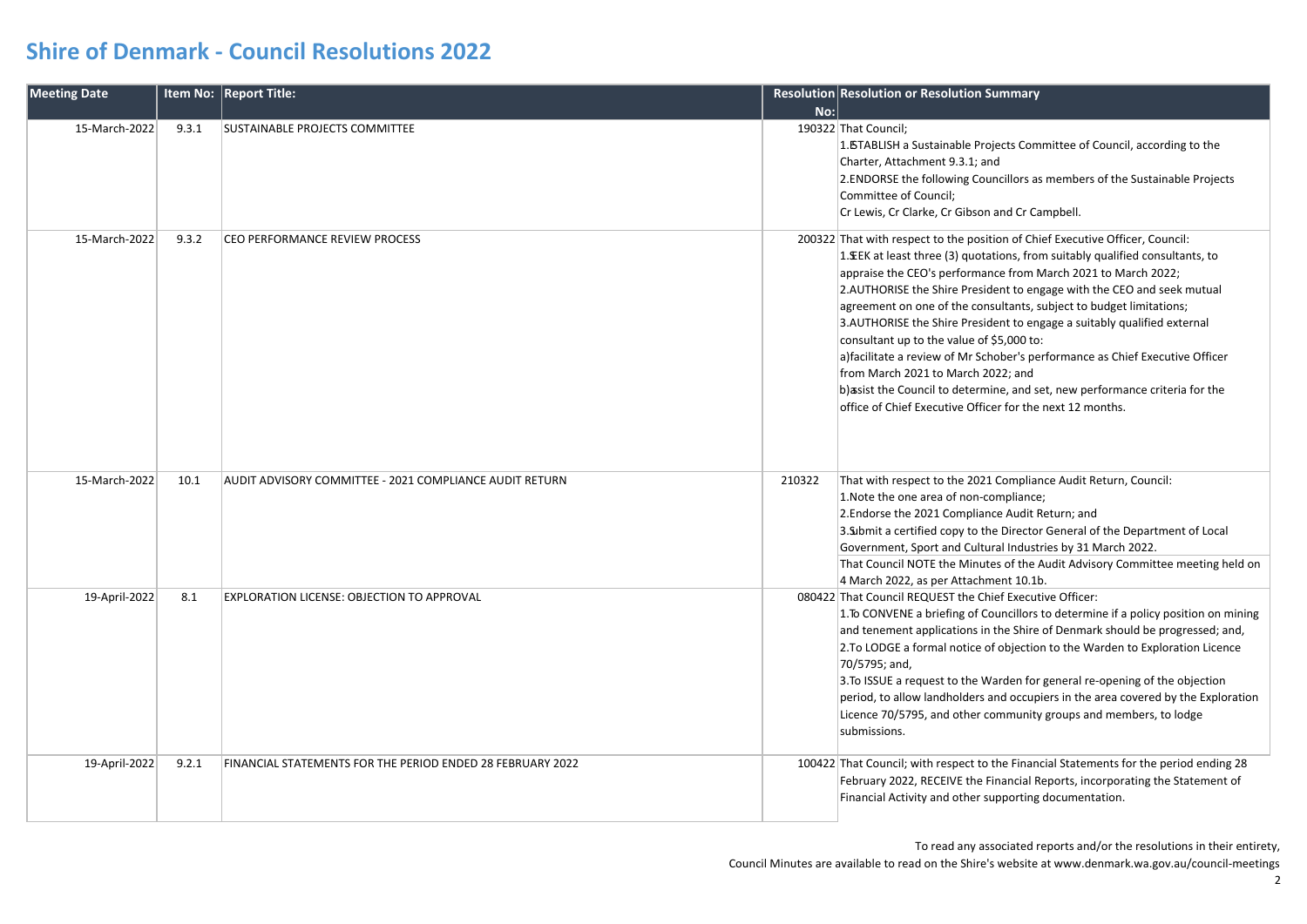# Shire of Denmark - Council Resolutions 2022

| Meeting Date | Item No: | Report Title: | Resolution No: | Resolution or Resolution Summary |
|---|---|---|---|---|
| 15-March-2022 | 9.3.1 | SUSTAINABLE PROJECTS COMMITTEE | 190322 | That Council;<br>1.ESTABLISH a Sustainable Projects Committee of Council, according to the Charter, Attachment 9.3.1; and<br>2.ENDORSE the following Councillors as members of the Sustainable Projects Committee of Council;<br>Cr Lewis, Cr Clarke, Cr Gibson and Cr Campbell. |
| 15-March-2022 | 9.3.2 | CEO PERFORMANCE REVIEW PROCESS | 200322 | That with respect to the position of Chief Executive Officer, Council:<br>1.SEEK at least three (3) quotations, from suitably qualified consultants, to appraise the CEO's performance from March 2021 to March 2022;<br>2.AUTHORISE the Shire President to engage with the CEO and seek mutual agreement on one of the consultants, subject to budget limitations;<br>3.AUTHORISE the Shire President to engage a suitably qualified external consultant up to the value of $5,000 to:<br>a)facilitate a review of Mr Schober's performance as Chief Executive Officer from March 2021 to March 2022; and<br>b)assist the Council to determine, and set, new performance criteria for the office of Chief Executive Officer for the next 12 months. |
| 15-March-2022 | 10.1 | AUDIT ADVISORY COMMITTEE - 2021 COMPLIANCE AUDIT RETURN | 210322 | That with respect to the 2021 Compliance Audit Return, Council:<br>1.Note the one area of non-compliance;<br>2.Endorse the 2021 Compliance Audit Return; and<br>3.Submit a certified copy to the Director General of the Department of Local Government, Sport and Cultural Industries by 31 March 2022.<br>That Council NOTE the Minutes of the Audit Advisory Committee meeting held on 4 March 2022, as per Attachment 10.1b. |
| 19-April-2022 | 8.1 | EXPLORATION LICENSE: OBJECTION TO APPROVAL | 080422 | That Council REQUEST the Chief Executive Officer:<br>1.To CONVENE a briefing of Councillors to determine if a policy position on mining and tenement applications in the Shire of Denmark should be progressed; and,<br>2.To LODGE a formal notice of objection to the Warden to Exploration Licence 70/5795; and,<br>3.To ISSUE a request to the Warden for general re-opening of the objection period, to allow landholders and occupiers in the area covered by the Exploration Licence 70/5795, and other community groups and members, to lodge submissions. |
| 19-April-2022 | 9.2.1 | FINANCIAL STATEMENTS FOR THE PERIOD ENDED 28 FEBRUARY 2022 | 100422 | That Council; with respect to the Financial Statements for the period ending 28 February 2022, RECEIVE the Financial Reports, incorporating the Statement of Financial Activity and other supporting documentation. |

To read any associated reports and/or the resolutions in their entirety,
Council Minutes are available to read on the Shire's website at www.denmark.wa.gov.au/council-meetings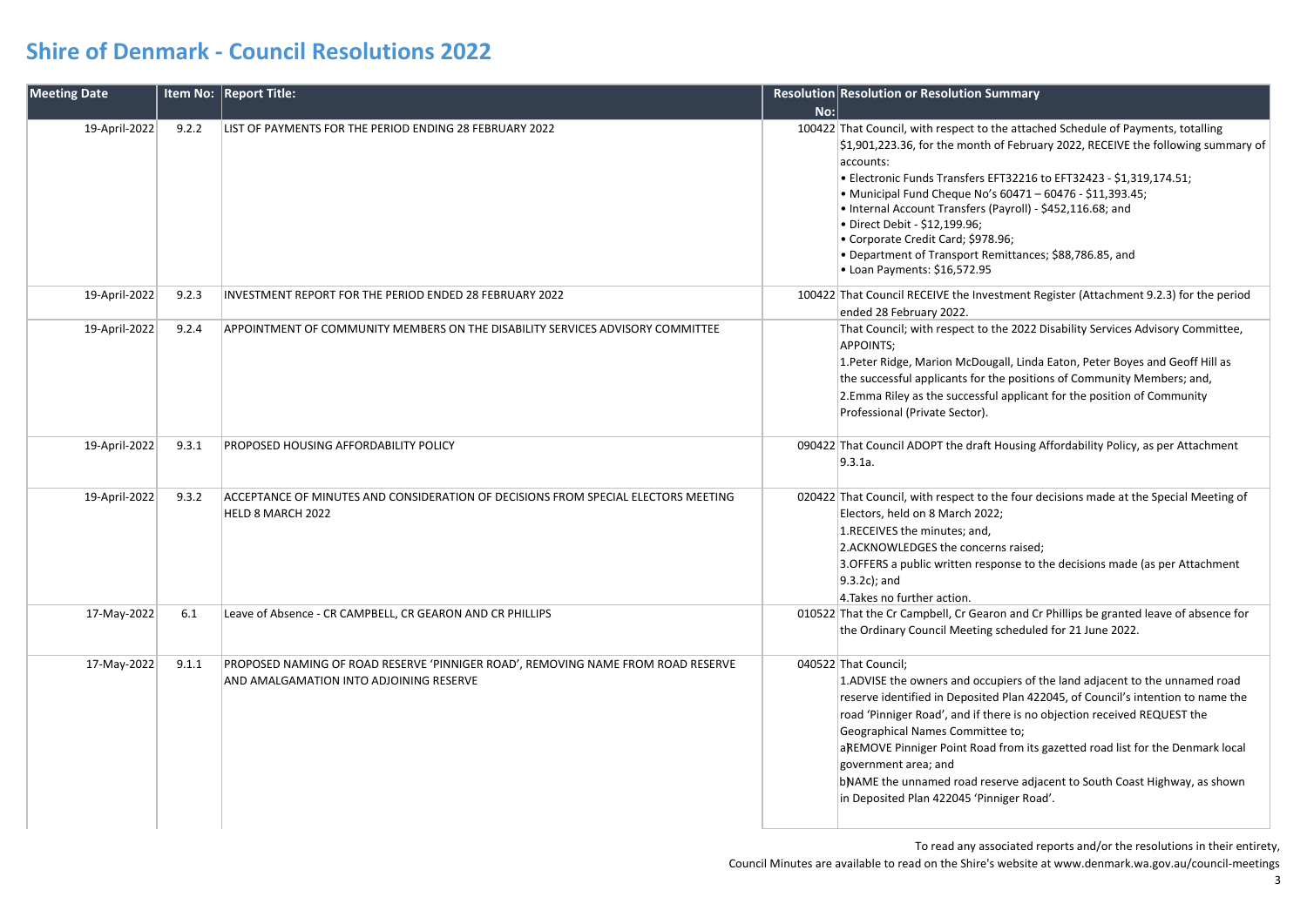# Shire of Denmark - Council Resolutions 2022

| Meeting Date | Item No: | Report Title: | Resolution No: | Resolution or Resolution Summary |
|---|---|---|---|---|
| 19-April-2022 | 9.2.2 | LIST OF PAYMENTS FOR THE PERIOD ENDING 28 FEBRUARY 2022 | 100422 | That Council, with respect to the attached Schedule of Payments, totalling $1,901,223.36, for the month of February 2022, RECEIVE the following summary of accounts:<br>• Electronic Funds Transfers EFT32216 to EFT32423 - $1,319,174.51;<br>• Municipal Fund Cheque No's 60471 – 60476 - $11,393.45;<br>• Internal Account Transfers (Payroll) - $452,116.68; and<br>• Direct Debit - $12,199.96;<br>• Corporate Credit Card; $978.96;<br>• Department of Transport Remittances; $88,786.85, and<br>• Loan Payments: $16,572.95 |
| 19-April-2022 | 9.2.3 | INVESTMENT REPORT FOR THE PERIOD ENDED 28 FEBRUARY 2022 | 100422 | That Council RECEIVE the Investment Register (Attachment 9.2.3) for the period ended 28 February 2022. |
| 19-April-2022 | 9.2.4 | APPOINTMENT OF COMMUNITY MEMBERS ON THE DISABILITY SERVICES ADVISORY COMMITTEE | | That Council; with respect to the 2022 Disability Services Advisory Committee, APPOINTS;<br>1.Peter Ridge, Marion McDougall, Linda Eaton, Peter Boyes and Geoff Hill as the successful applicants for the positions of Community Members; and,<br>2.Emma Riley as the successful applicant for the position of Community Professional (Private Sector). |
| 19-April-2022 | 9.3.1 | PROPOSED HOUSING AFFORDABILITY POLICY | 090422 | That Council ADOPT the draft Housing Affordability Policy, as per Attachment 9.3.1a. |
| 19-April-2022 | 9.3.2 | ACCEPTANCE OF MINUTES AND CONSIDERATION OF DECISIONS FROM SPECIAL ELECTORS MEETING HELD 8 MARCH 2022 | 020422 | That Council, with respect to the four decisions made at the Special Meeting of Electors, held on 8 March 2022;<br>1.RECEIVES the minutes; and,<br>2.ACKNOWLEDGES the concerns raised;<br>3.OFFERS a public written response to the decisions made (as per Attachment 9.3.2c); and<br>4.Takes no further action. |
| 17-May-2022 | 6.1 | Leave of Absence - CR CAMPBELL, CR GEARON AND CR PHILLIPS | 010522 | That the Cr Campbell, Cr Gearon and Cr Phillips be granted leave of absence for the Ordinary Council Meeting scheduled for 21 June 2022. |
| 17-May-2022 | 9.1.1 | PROPOSED NAMING OF ROAD RESERVE 'PINNIGER ROAD', REMOVING NAME FROM ROAD RESERVE AND AMALGAMATION INTO ADJOINING RESERVE | 040522 | That Council;<br>1.ADVISE the owners and occupiers of the land adjacent to the unnamed road reserve identified in Deposited Plan 422045, of Council's intention to name the road 'Pinniger Road', and if there is no objection received REQUEST the Geographical Names Committee to;<br>a)REMOVE Pinniger Point Road from its gazetted road list for the Denmark local government area; and<br>b)NAME the unnamed road reserve adjacent to South Coast Highway, as shown in Deposited Plan 422045 'Pinniger Road'. |

To read any associated reports and/or the resolutions in their entirety,
Council Minutes are available to read on the Shire's website at www.denmark.wa.gov.au/council-meetings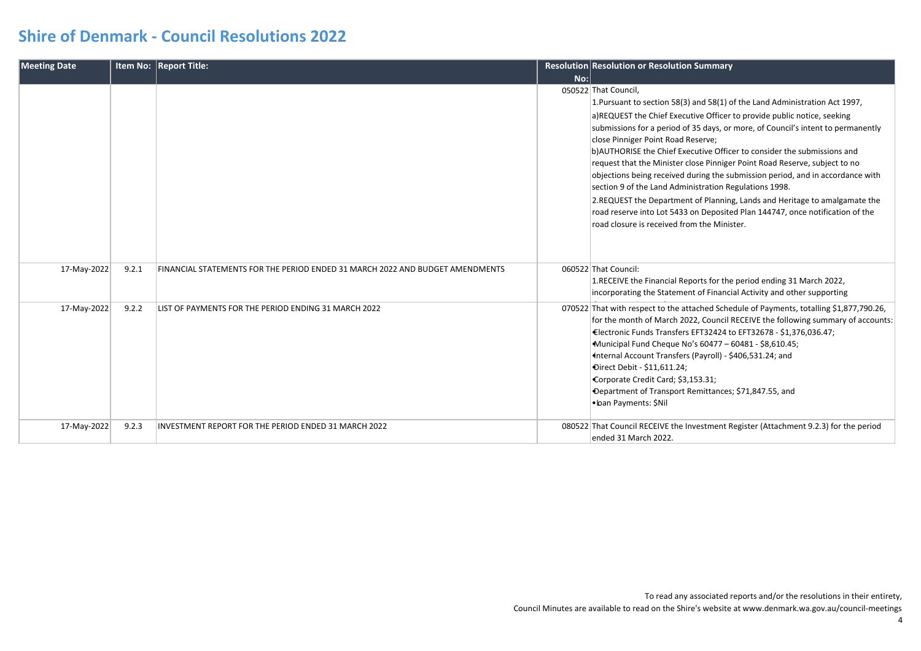# Shire of Denmark - Council Resolutions 2022

| Meeting Date | Item No: | Report Title: | Resolution No: | Resolution or Resolution Summary |
|---|---|---|---|---|
| | | | 050522 | That Council,<br>1.Pursuant to section 58(3) and 58(1) of the Land Administration Act 1997,<br>a)REQUEST the Chief Executive Officer to provide public notice, seeking submissions for a period of 35 days, or more, of Council's intent to permanently close Pinniger Point Road Reserve;<br>b)AUTHORISE the Chief Executive Officer to consider the submissions and request that the Minister close Pinniger Point Road Reserve, subject to no objections being received during the submission period, and in accordance with section 9 of the Land Administration Regulations 1998.<br>2.REQUEST the Department of Planning, Lands and Heritage to amalgamate the road reserve into Lot 5433 on Deposited Plan 144747, once notification of the road closure is received from the Minister. |
| 17-May-2022 | 9.2.1 | FINANCIAL STATEMENTS FOR THE PERIOD ENDED 31 MARCH 2022 AND BUDGET AMENDMENTS | 060522 | That Council:<br>1.RECEIVE the Financial Reports for the period ending 31 March 2022, incorporating the Statement of Financial Activity and other supporting |
| 17-May-2022 | 9.2.2 | LIST OF PAYMENTS FOR THE PERIOD ENDING 31 MARCH 2022 | 070522 | That with respect to the attached Schedule of Payments, totalling $1,877,790.26, for the month of March 2022, Council RECEIVE the following summary of accounts:<br>• Electronic Funds Transfers EFT32424 to EFT32678 - $1,376,036.47;<br>• Municipal Fund Cheque No's 60477 – 60481 - $8,610.45;<br>• Internal Account Transfers (Payroll) - $406,531.24; and<br>• Direct Debit - $11,611.24;<br>• Corporate Credit Card; $3,153.31;<br>• Department of Transport Remittances; $71,847.55, and<br>• loan Payments: $Nil |
| 17-May-2022 | 9.2.3 | INVESTMENT REPORT FOR THE PERIOD ENDED 31 MARCH 2022 | 080522 | That Council RECEIVE the Investment Register (Attachment 9.2.3) for the period ended 31 March 2022. |

To read any associated reports and/or the resolutions in their entirety,
Council Minutes are available to read on the Shire's website at www.denmark.wa.gov.au/council-meetings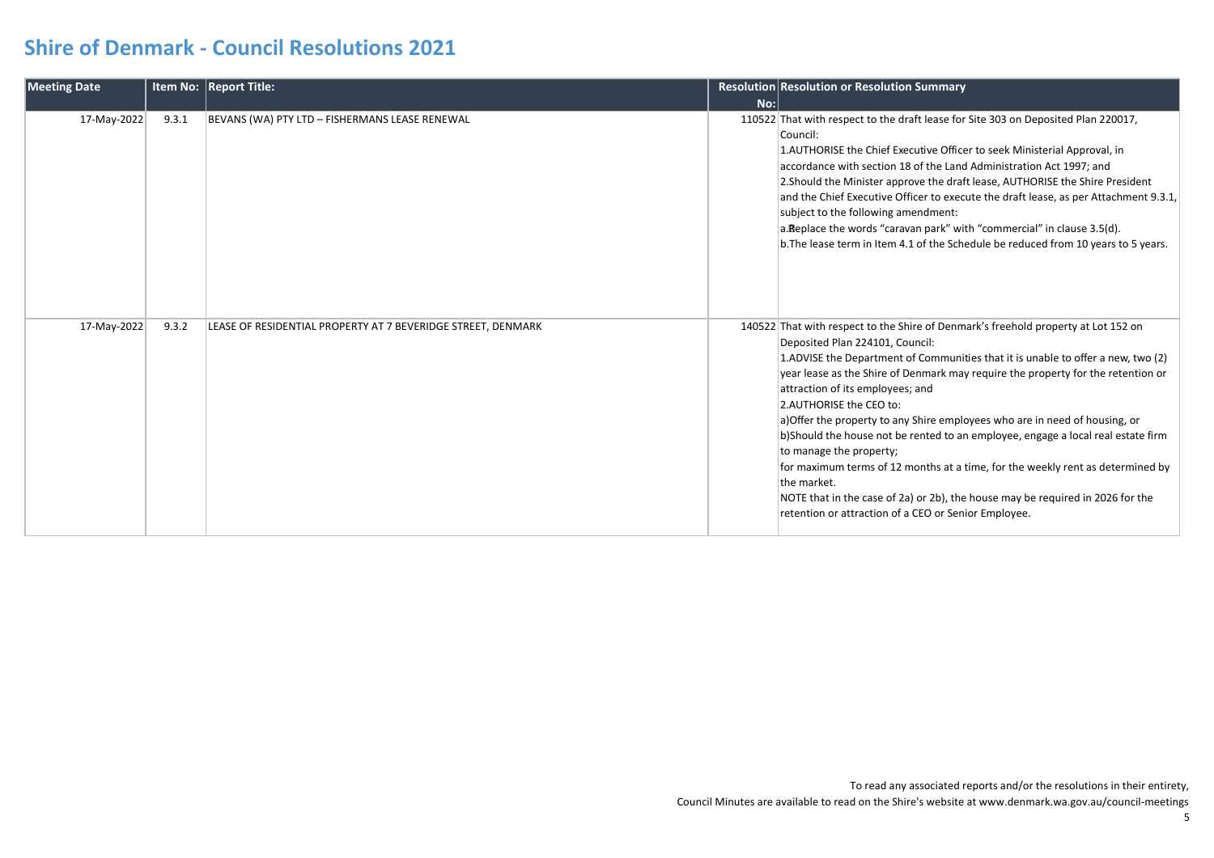# Shire of Denmark - Council Resolutions 2021

| Meeting Date | Item No: | Report Title: | Resolution No: | Resolution or Resolution Summary |
|---|---|---|---|---|
| 17-May-2022 | 9.3.1 | BEVANS (WA) PTY LTD – FISHERMANS LEASE RENEWAL | 110522 | That with respect to the draft lease for Site 303 on Deposited Plan 220017, Council:<br>1.AUTHORISE the Chief Executive Officer to seek Ministerial Approval, in accordance with section 18 of the Land Administration Act 1997; and<br>2.Should the Minister approve the draft lease, AUTHORISE the Shire President and the Chief Executive Officer to execute the draft lease, as per Attachment 9.3.1, subject to the following amendment:<br>a.Replace the words "caravan park" with "commercial" in clause 3.5(d).<br>b.The lease term in Item 4.1 of the Schedule be reduced from 10 years to 5 years. |
| 17-May-2022 | 9.3.2 | LEASE OF RESIDENTIAL PROPERTY AT 7 BEVERIDGE STREET, DENMARK | 140522 | That with respect to the Shire of Denmark's freehold property at Lot 152 on Deposited Plan 224101, Council:<br>1.ADVISE the Department of Communities that it is unable to offer a new, two (2) year lease as the Shire of Denmark may require the property for the retention or attraction of its employees; and<br>2.AUTHORISE the CEO to:<br>a)Offer the property to any Shire employees who are in need of housing, or<br>b)Should the house not be rented to an employee, engage a local real estate firm to manage the property;<br>for maximum terms of 12 months at a time, for the weekly rent as determined by the market.<br>NOTE that in the case of 2a) or 2b), the house may be required in 2026 for the retention or attraction of a CEO or Senior Employee. |

To read any associated reports and/or the resolutions in their entirety,
Council Minutes are available to read on the Shire's website at www.denmark.wa.gov.au/council-meetings